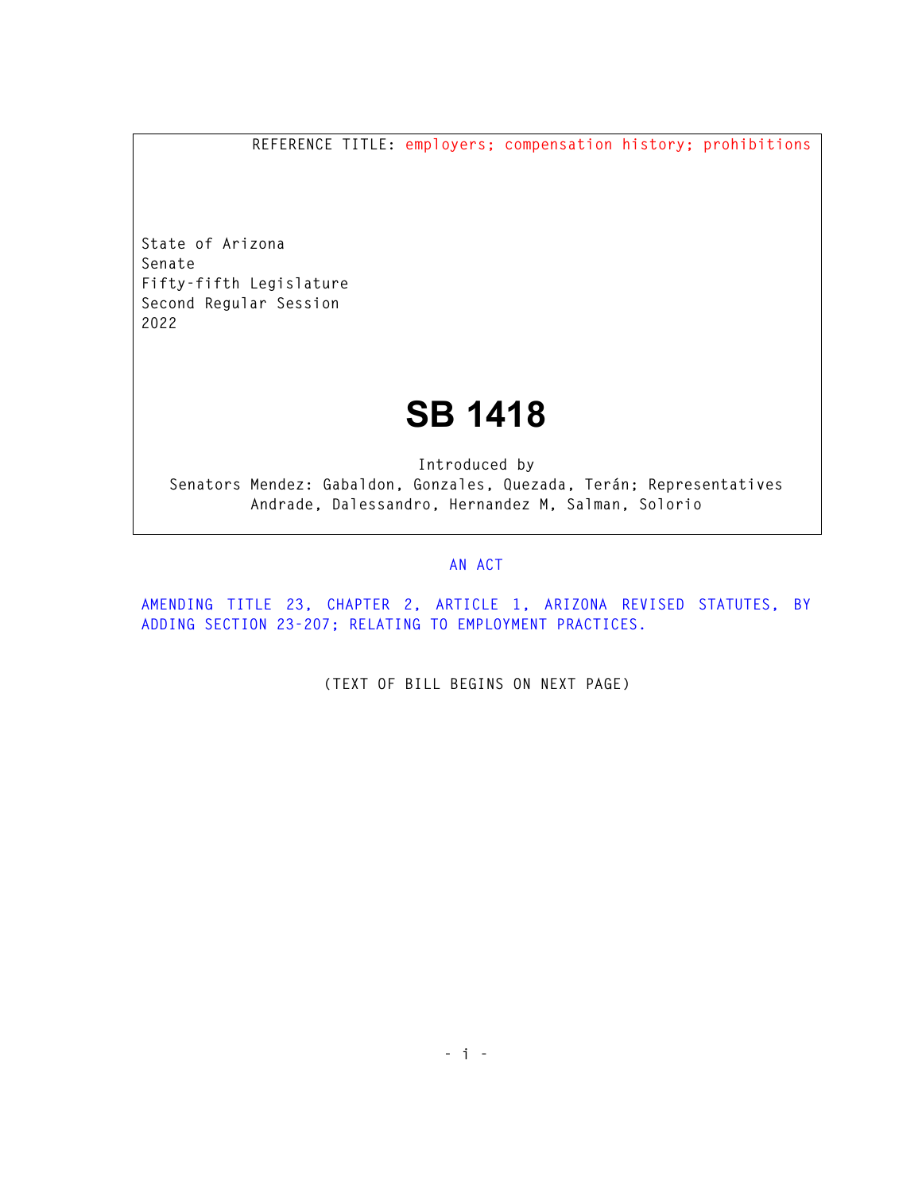REFERENCE TITLE: employers; compensation history; prohibitions

State of Arizona
Senate
Fifty-fifth Legislature
Second Regular Session
2022

# SB 1418

Introduced by
Senators Mendez: Gabaldon, Gonzales, Quezada, Terán; Representatives Andrade, Dalessandro, Hernandez M, Salman, Solorio

AN ACT

AMENDING TITLE 23, CHAPTER 2, ARTICLE 1, ARIZONA REVISED STATUTES, BY ADDING SECTION 23-207; RELATING TO EMPLOYMENT PRACTICES.

(TEXT OF BILL BEGINS ON NEXT PAGE)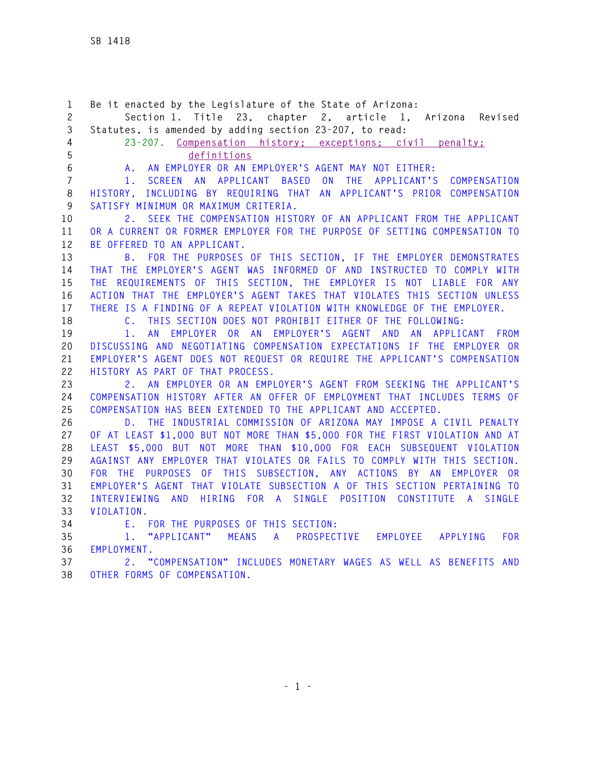Be it enacted by the Legislature of the State of Arizona:

Section 1. Title 23, chapter 2, article 1, Arizona Revised Statutes, is amended by adding section 23-207, to read:

23-207. Compensation history; exceptions; civil penalty; definitions

A. AN EMPLOYER OR AN EMPLOYER'S AGENT MAY NOT EITHER:

1. SCREEN AN APPLICANT BASED ON THE APPLICANT'S COMPENSATION HISTORY, INCLUDING BY REQUIRING THAT AN APPLICANT'S PRIOR COMPENSATION SATISFY MINIMUM OR MAXIMUM CRITERIA.

2. SEEK THE COMPENSATION HISTORY OF AN APPLICANT FROM THE APPLICANT OR A CURRENT OR FORMER EMPLOYER FOR THE PURPOSE OF SETTING COMPENSATION TO BE OFFERED TO AN APPLICANT.

B. FOR THE PURPOSES OF THIS SECTION, IF THE EMPLOYER DEMONSTRATES THAT THE EMPLOYER'S AGENT WAS INFORMED OF AND INSTRUCTED TO COMPLY WITH THE REQUIREMENTS OF THIS SECTION, THE EMPLOYER IS NOT LIABLE FOR ANY ACTION THAT THE EMPLOYER'S AGENT TAKES THAT VIOLATES THIS SECTION UNLESS THERE IS A FINDING OF A REPEAT VIOLATION WITH KNOWLEDGE OF THE EMPLOYER.

C. THIS SECTION DOES NOT PROHIBIT EITHER OF THE FOLLOWING:

1. AN EMPLOYER OR AN EMPLOYER'S AGENT AND AN APPLICANT FROM DISCUSSING AND NEGOTIATING COMPENSATION EXPECTATIONS IF THE EMPLOYER OR EMPLOYER'S AGENT DOES NOT REQUEST OR REQUIRE THE APPLICANT'S COMPENSATION HISTORY AS PART OF THAT PROCESS.

2. AN EMPLOYER OR AN EMPLOYER'S AGENT FROM SEEKING THE APPLICANT'S COMPENSATION HISTORY AFTER AN OFFER OF EMPLOYMENT THAT INCLUDES TERMS OF COMPENSATION HAS BEEN EXTENDED TO THE APPLICANT AND ACCEPTED.

D. THE INDUSTRIAL COMMISSION OF ARIZONA MAY IMPOSE A CIVIL PENALTY OF AT LEAST $1,000 BUT NOT MORE THAN $5,000 FOR THE FIRST VIOLATION AND AT LEAST $5,000 BUT NOT MORE THAN $10,000 FOR EACH SUBSEQUENT VIOLATION AGAINST ANY EMPLOYER THAT VIOLATES OR FAILS TO COMPLY WITH THIS SECTION. FOR THE PURPOSES OF THIS SUBSECTION, ANY ACTIONS BY AN EMPLOYER OR EMPLOYER'S AGENT THAT VIOLATE SUBSECTION A OF THIS SECTION PERTAINING TO INTERVIEWING AND HIRING FOR A SINGLE POSITION CONSTITUTE A SINGLE VIOLATION.

E. FOR THE PURPOSES OF THIS SECTION:

1. "APPLICANT" MEANS A PROSPECTIVE EMPLOYEE APPLYING FOR EMPLOYMENT.

2. "COMPENSATION" INCLUDES MONETARY WAGES AS WELL AS BENEFITS AND OTHER FORMS OF COMPENSATION.